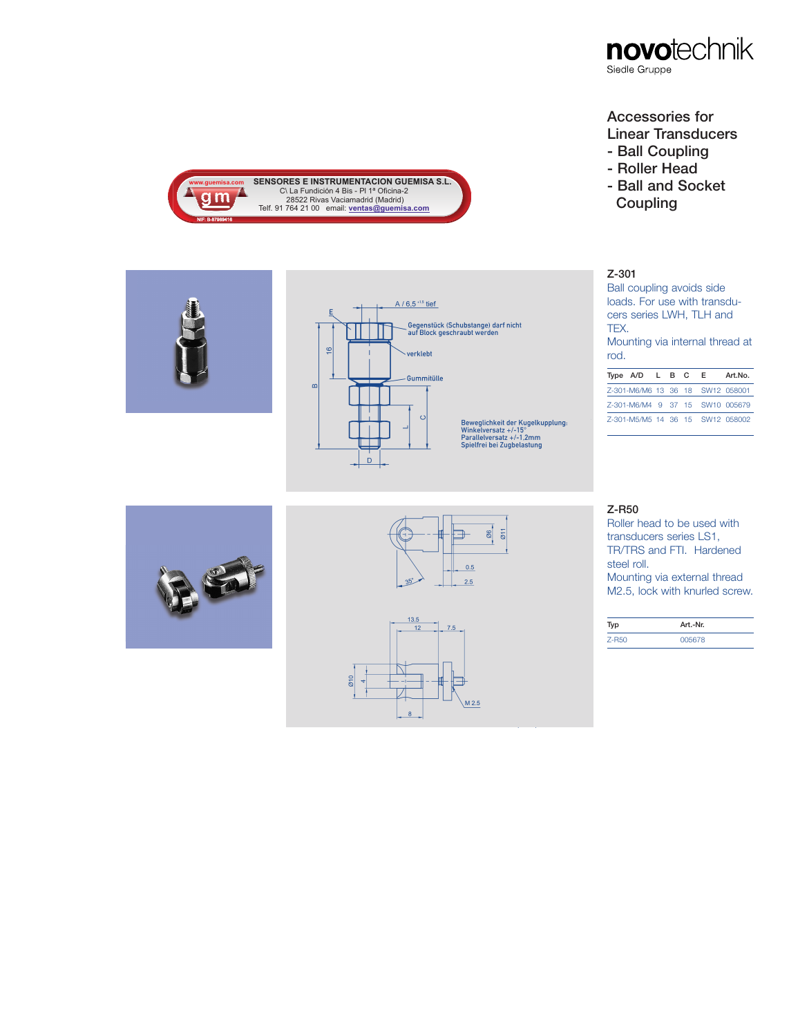novotechnik
Siedle Gruppe

# Accessories for Linear Transducers
- Ball Coupling
- Roller Head
- Ball and Socket Coupling

SENSORES E INSTRUMENTACION GUEMISA S.L.
C\ La Fundición 4 Bis - Pl 1ª Oficina-2
28522 Rivas Vaciamadrid (Madrid)
Telf. 91 764 21 00 email: ventas@guemisa.com
www.guemisa.com
NIF: B-87969416

## Z-301

Ball coupling avoids side loads. For use with transducers series LWH, TLH and TEX.
Mounting via internal thread at rod.

| Type | A/D | L | B | C | E | Art.No. |
|---|---|---|---|---|---|---|
| Z-301-M6/M6 | | 13 | 36 | 18 | SW12 | 058001 |
| Z-301-M6/M4 | | 9 | 37 | 15 | SW10 | 005679 |
| Z-301-M5/M5 | | 14 | 36 | 15 | SW12 | 058002 |

A / 6,5 $^{+1.5}$ tief

Gegenstück (Schubstange) darf nicht auf Block geschraubt werden

verklebt

Gummitülle

Beweglichkeit der Kugelkupplung:
Winkelversatz +/-15°
Parallelversatz +/-1.2mm
Spielfrei bei Zugbelastung

## Z-R50

Roller head to be used with transducers series LS1, TR/TRS and FTI. Hardened steel roll.
Mounting via external thread M2.5, lock with knurled screw.

| Typ | Art.-Nr. |
|---|---|
| Z-R50 | 005678 |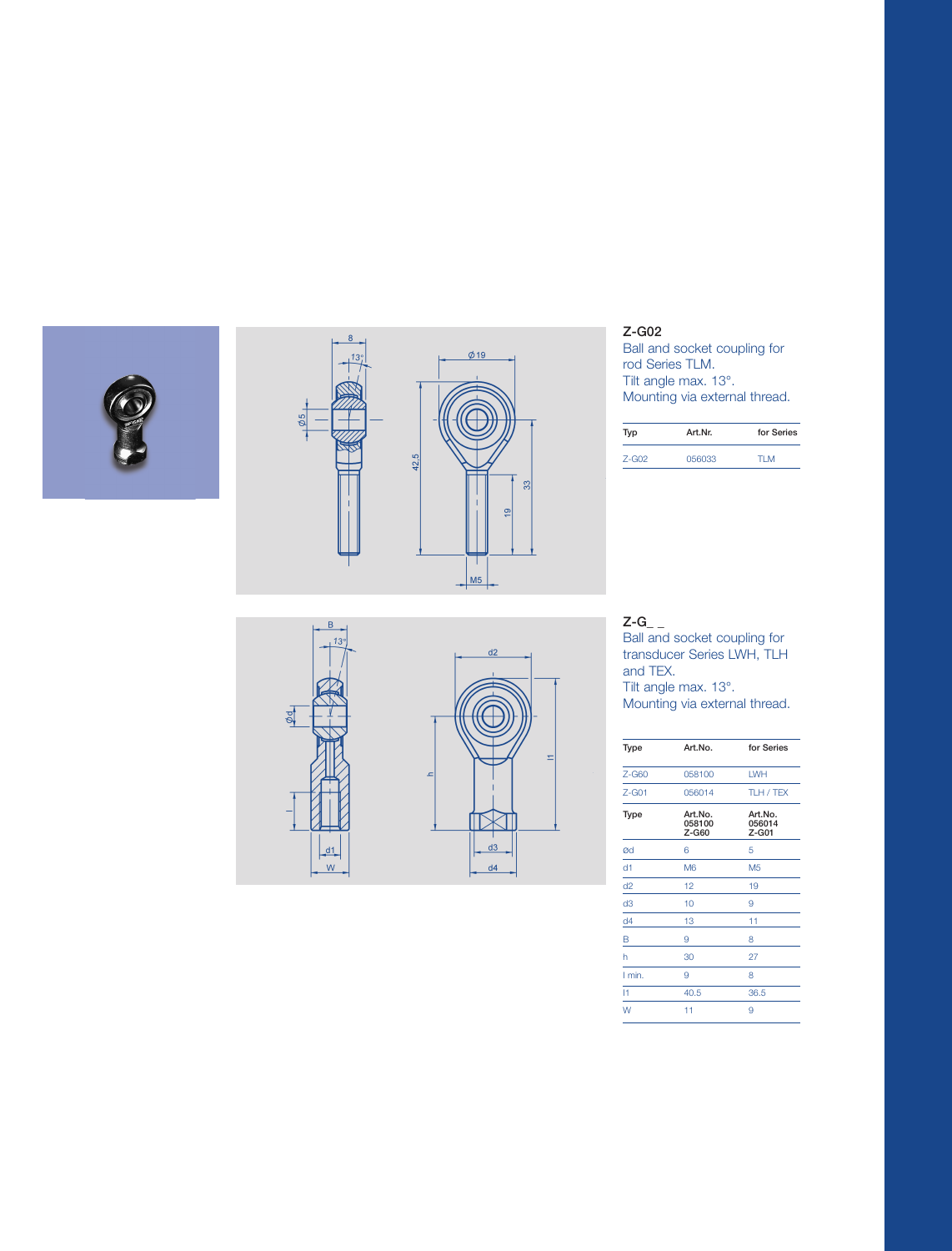## Z-G02

Ball and socket coupling for rod Series TLM.
Tilt angle max. 13°.
Mounting via external thread.

| Typ | Art.Nr. | for Series |
|---|---|---|
| Z-G02 | 056033 | TLM |

## Z-G_ _

Ball and socket coupling for transducer Series LWH, TLH and TEX.
Tilt angle max. 13°.
Mounting via external thread.

| Type | Art.No. | for Series |
|---|---|---|
| Z-G60 | 058100 | LWH |
| Z-G01 | 056014 | TLH / TEX |

| Type | Art.No. 058100 Z-G60 | Art.No. 056014 Z-G01 |
|---|---|---|
| Ød | 6 | 5 |
| d1 | M6 | M5 |
| d2 | 12 | 19 |
| d3 | 10 | 9 |
| d4 | 13 | 11 |
| B | 9 | 8 |
| h | 30 | 27 |
| l min. | 9 | 8 |
| l1 | 40.5 | 36.5 |
| W | 11 | 9 |